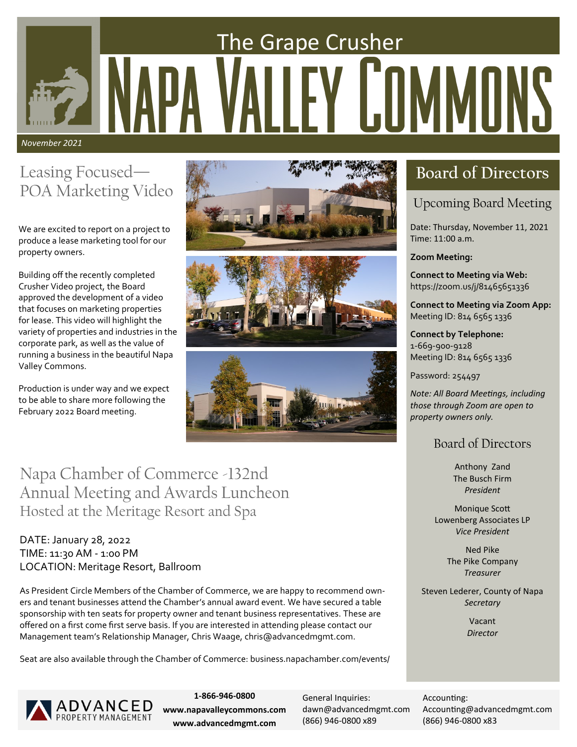# The Grape Crusher

# Napa Valley Commons

*November 2021*

## Leasing Focused—POA Marketing Video

We are excited to report on a project to produce a lease marketing tool for our property owners.

Building off the recently completed Crusher Video project, the Board approved the development of a video that focuses on marketing properties for lease. This video will highlight the variety of properties and industries in the corporate park, as well as the value of running a business in the beautiful Napa Valley Commons.

Production is under way and we expect to be able to share more following the February 2022 Board meeting.

## Napa Chamber of Commerce -132nd Annual Meeting and Awards Luncheon

### Hosted at the Meritage Resort and Spa

DATE: January 28, 2022
TIME: 11:30 AM - 1:00 PM
LOCATION: Meritage Resort, Ballroom

As President Circle Members of the Chamber of Commerce, we are happy to recommend owners and tenant businesses attend the Chamber's annual award event. We have secured a table sponsorship with ten seats for property owner and tenant business representatives. These are offered on a first come first serve basis. If you are interested in attending please contact our Management team's Relationship Manager, Chris Waage, chris@advancedmgmt.com.

Seat are also available through the Chamber of Commerce: business.napachamber.com/events/

## Board of Directors

### Upcoming Board Meeting

Date: Thursday, November 11, 2021
Time: 11:00 a.m.

**Zoom Meeting:**

**Connect to Meeting via Web:**
https://zoom.us/j/81465651336

**Connect to Meeting via Zoom App:**
Meeting ID: 814 6565 1336

**Connect by Telephone:**
1-669-900-9128
Meeting ID: 814 6565 1336

Password: 254497

*Note: All Board Meetings, including those through Zoom are open to property owners only.*

### Board of Directors

Anthony Zand
The Busch Firm
*President*

Monique Scott
Lowenberg Associates LP
*Vice President*

Ned Pike
The Pike Company
*Treasurer*

Steven Lederer, County of Napa
*Secretary*

Vacant
*Director*

---

ADVANCED PROPERTY MANAGEMENT

**1-866-946-0800**
**www.napavalleycommons.com**
**www.advancedmgmt.com**

General Inquiries:
dawn@advancedmgmt.com
(866) 946-0800 x89

Accounting:
Accounting@advancedmgmt.com
(866) 946-0800 x83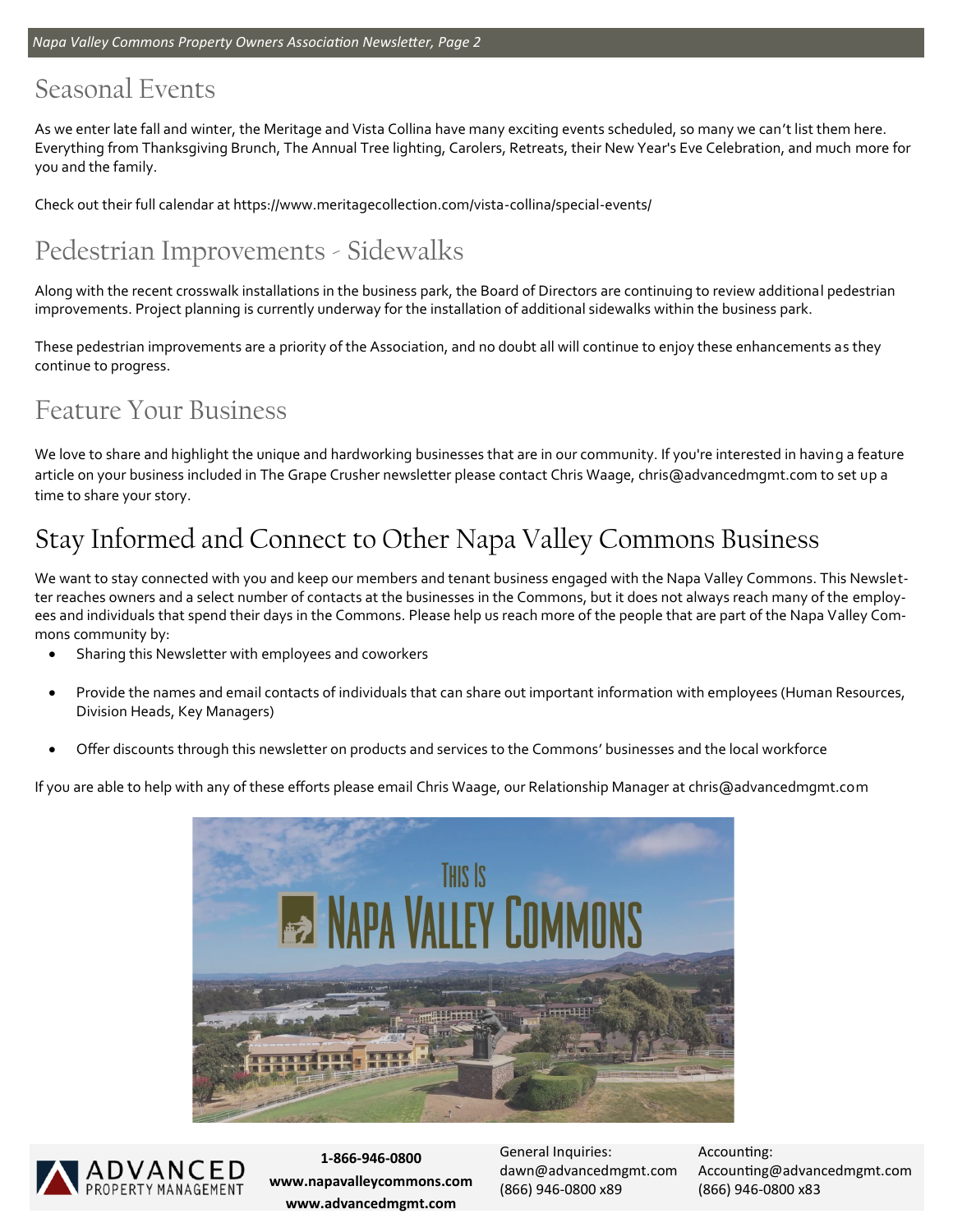## Seasonal Events

As we enter late fall and winter, the Meritage and Vista Collina have many exciting events scheduled, so many we can't list them here. Everything from Thanksgiving Brunch, The Annual Tree lighting, Carolers, Retreats, their New Year's Eve Celebration, and much more for you and the family.

Check out their full calendar at https://www.meritagecollection.com/vista-collina/special-events/

## Pedestrian Improvements - Sidewalks

Along with the recent crosswalk installations in the business park, the Board of Directors are continuing to review additional pedestrian improvements. Project planning is currently underway for the installation of additional sidewalks within the business park.

These pedestrian improvements are a priority of the Association, and no doubt all will continue to enjoy these enhancements as they continue to progress.

## Feature Your Business

We love to share and highlight the unique and hardworking businesses that are in our community. If you're interested in having a feature article on your business included in The Grape Crusher newsletter please contact Chris Waage, chris@advancedmgmt.com to set up a time to share your story.

## Stay Informed and Connect to Other Napa Valley Commons Business

We want to stay connected with you and keep our members and tenant business engaged with the Napa Valley Commons. This Newsletter reaches owners and a select number of contacts at the businesses in the Commons, but it does not always reach many of the employees and individuals that spend their days in the Commons. Please help us reach more of the people that are part of the Napa Valley Commons community by:

- Sharing this Newsletter with employees and coworkers
- Provide the names and email contacts of individuals that can share out important information with employees (Human Resources, Division Heads, Key Managers)
- Offer discounts through this newsletter on products and services to the Commons' businesses and the local workforce

If you are able to help with any of these efforts please email Chris Waage, our Relationship Manager at chris@advancedmgmt.com

ADVANCED PROPERTY MANAGEMENT

**1-866-946-0800**
**www.napavalleycommons.com**
**www.advancedmgmt.com**

General Inquiries:
dawn@advancedmgmt.com
(866) 946-0800 x89

Accounting:
Accounting@advancedmgmt.com
(866) 946-0800 x83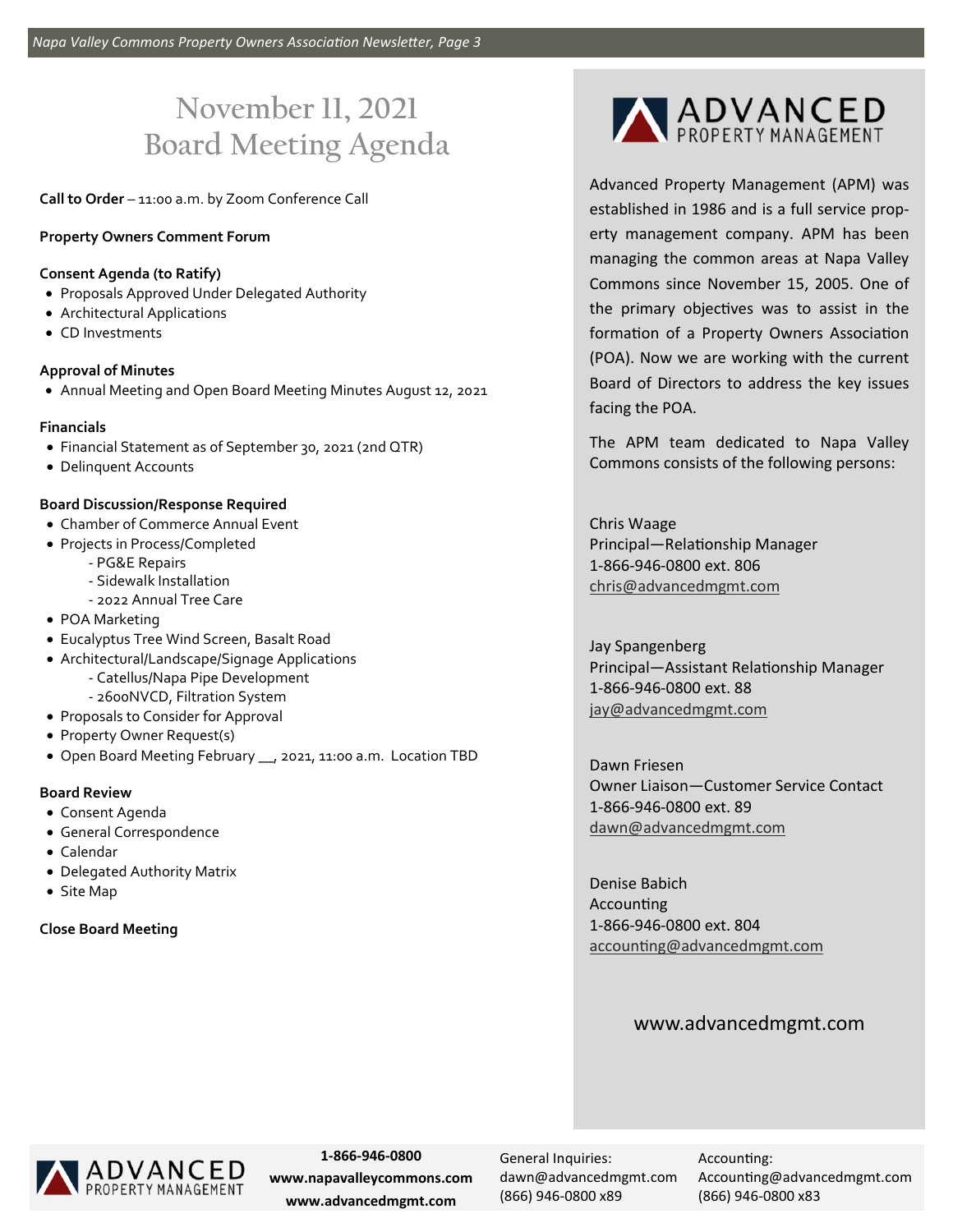# November 11, 2021 Board Meeting Agenda

**Call to Order** – 11:00 a.m. by Zoom Conference Call

**Property Owners Comment Forum**

**Consent Agenda (to Ratify)**

- Proposals Approved Under Delegated Authority
- Architectural Applications
- CD Investments

**Approval of Minutes**

- Annual Meeting and Open Board Meeting Minutes August 12, 2021

**Financials**

- Financial Statement as of September 30, 2021 (2nd QTR)
- Delinquent Accounts

**Board Discussion/Response Required**

- Chamber of Commerce Annual Event
- Projects in Process/Completed
  - PG&E Repairs
  - Sidewalk Installation
  - 2022 Annual Tree Care
- POA Marketing
- Eucalyptus Tree Wind Screen, Basalt Road
- Architectural/Landscape/Signage Applications
  - Catellus/Napa Pipe Development
  - 2600NVCD, Filtration System
- Proposals to Consider for Approval
- Property Owner Request(s)
- Open Board Meeting February __, 2021, 11:00 a.m. Location TBD

**Board Review**

- Consent Agenda
- General Correspondence
- Calendar
- Delegated Authority Matrix
- Site Map

**Close Board Meeting**

ADVANCED PROPERTY MANAGEMENT

Advanced Property Management (APM) was established in 1986 and is a full service property management company. APM has been managing the common areas at Napa Valley Commons since November 15, 2005. One of the primary objectives was to assist in the formation of a Property Owners Association (POA). Now we are working with the current Board of Directors to address the key issues facing the POA.

The APM team dedicated to Napa Valley Commons consists of the following persons:

Chris Waage
Principal—Relationship Manager
1-866-946-0800 ext. 806
chris@advancedmgmt.com

Jay Spangenberg
Principal—Assistant Relationship Manager
1-866-946-0800 ext. 88
jay@advancedmgmt.com

Dawn Friesen
Owner Liaison—Customer Service Contact
1-866-946-0800 ext. 89
dawn@advancedmgmt.com

Denise Babich
Accounting
1-866-946-0800 ext. 804
accounting@advancedmgmt.com

www.advancedmgmt.com

ADVANCED PROPERTY MANAGEMENT

**1-866-946-0800**
**www.napavalleycommons.com**
**www.advancedmgmt.com**

General Inquiries:
dawn@advancedmgmt.com
(866) 946-0800 x89

Accounting:
Accounting@advancedmgmt.com
(866) 946-0800 x83